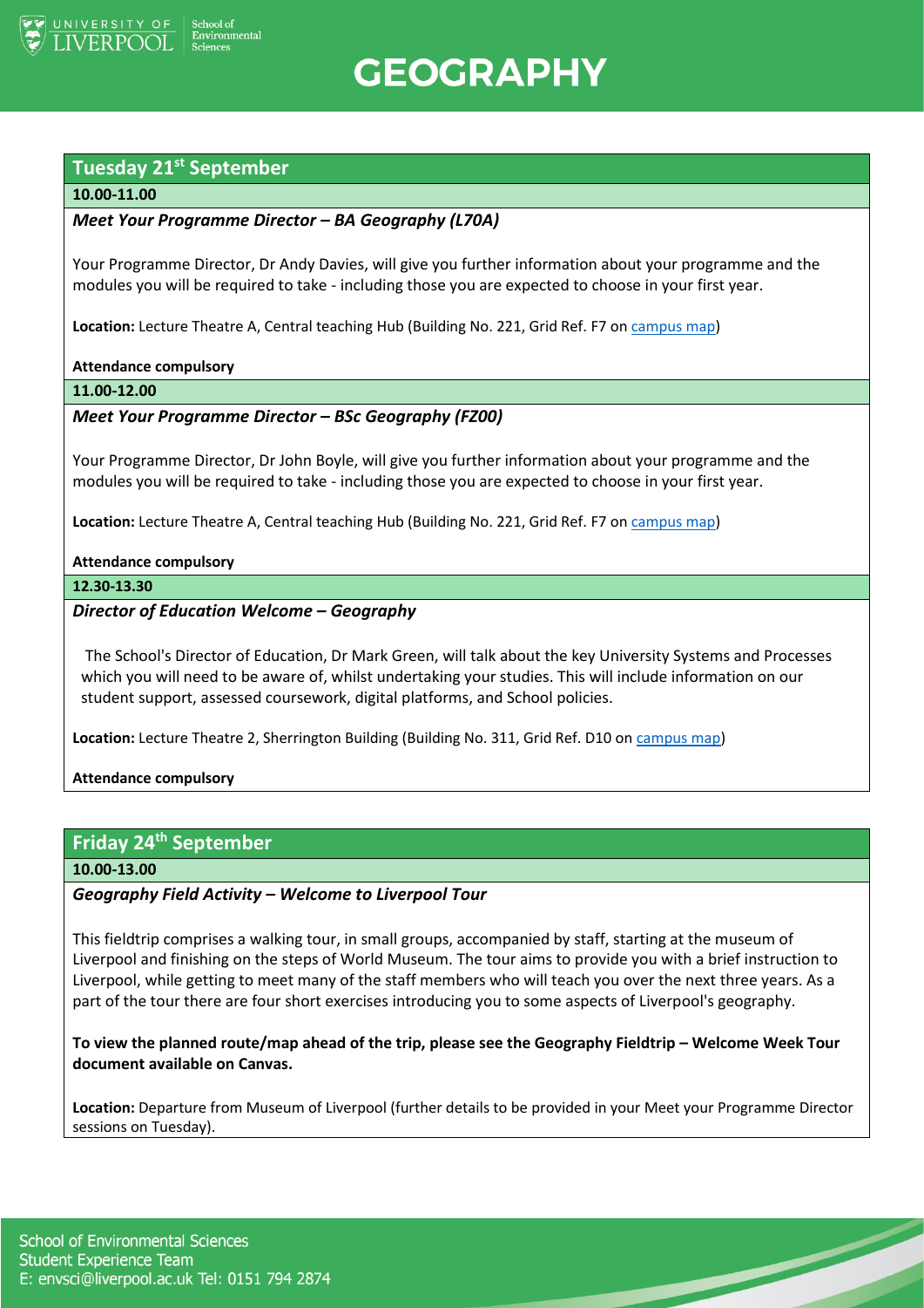# GEOGRAPHY

University of Liverpool – School of Environmental Sciences

## Tuesday 21st September

**10.00-11.00**

***Meet Your Programme Director – BA Geography (L70A)***

Your Programme Director, Dr Andy Davies, will give you further information about your programme and the modules you will be required to take - including those you are expected to choose in your first year.

**Location:** Lecture Theatre A, Central teaching Hub (Building No. 221, Grid Ref. F7 on campus map)

**Attendance compulsory**

**11.00-12.00**

***Meet Your Programme Director – BSc Geography (FZ00)***

Your Programme Director, Dr John Boyle, will give you further information about your programme and the modules you will be required to take - including those you are expected to choose in your first year.

**Location:** Lecture Theatre A, Central teaching Hub (Building No. 221, Grid Ref. F7 on campus map)

**Attendance compulsory**

**12.30-13.30**

***Director of Education Welcome – Geography***

The School's Director of Education, Dr Mark Green, will talk about the key University Systems and Processes which you will need to be aware of, whilst undertaking your studies. This will include information on our student support, assessed coursework, digital platforms, and School policies.

**Location:** Lecture Theatre 2, Sherrington Building (Building No. 311, Grid Ref. D10 on campus map)

**Attendance compulsory**

## Friday 24th September

**10.00-13.00**

***Geography Field Activity – Welcome to Liverpool Tour***

This fieldtrip comprises a walking tour, in small groups, accompanied by staff, starting at the museum of Liverpool and finishing on the steps of World Museum. The tour aims to provide you with a brief instruction to Liverpool, while getting to meet many of the staff members who will teach you over the next three years. As a part of the tour there are four short exercises introducing you to some aspects of Liverpool's geography.

**To view the planned route/map ahead of the trip, please see the Geography Fieldtrip – Welcome Week Tour document available on Canvas.**

**Location:** Departure from Museum of Liverpool (further details to be provided in your Meet your Programme Director sessions on Tuesday).

School of Environmental Sciences
Student Experience Team
E: envsci@liverpool.ac.uk Tel: 0151 794 2874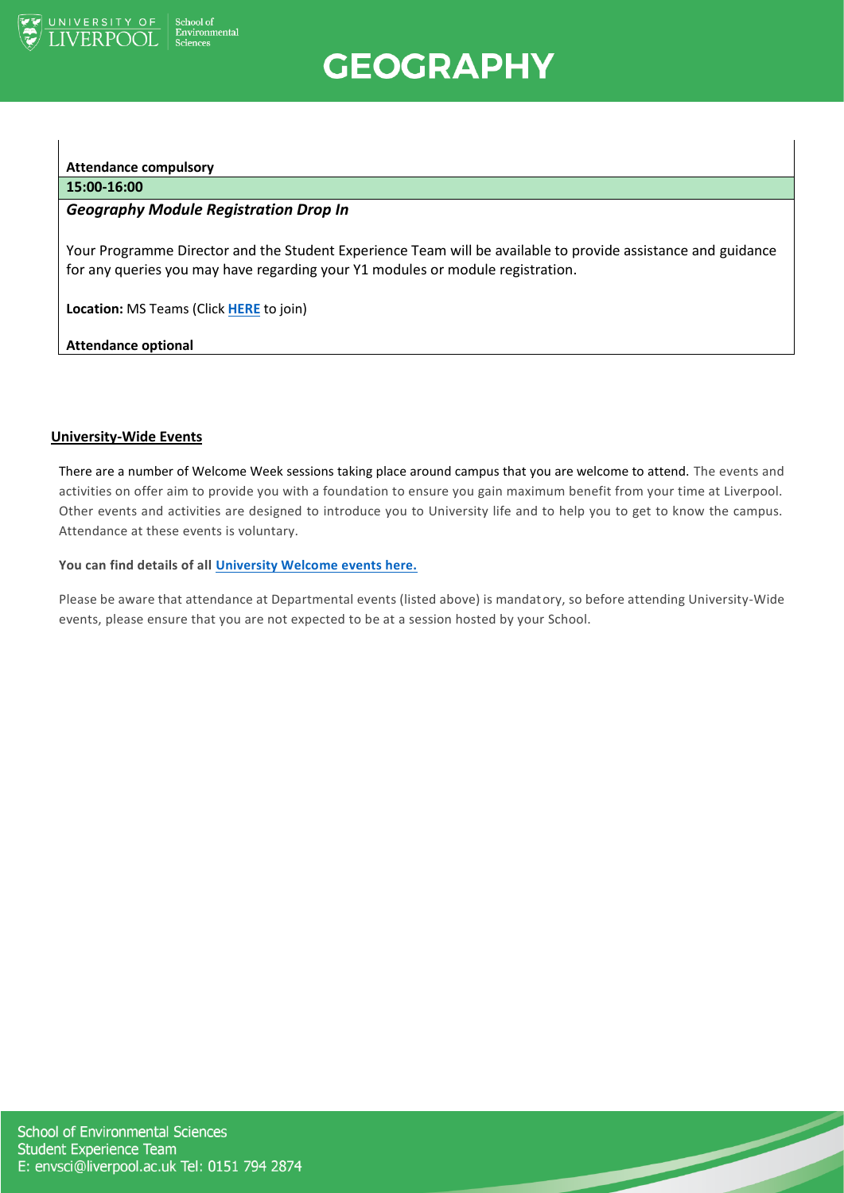**Attendance compulsory**

**15:00-16:00**

***Geography Module Registration Drop In***

Your Programme Director and the Student Experience Team will be available to provide assistance and guidance for any queries you may have regarding your Y1 modules or module registration.

**Location:** MS Teams (Click **HERE** to join)

**Attendance optional**

## University-Wide Events

There are a number of Welcome Week sessions taking place around campus that you are welcome to attend. The events and activities on offer aim to provide you with a foundation to ensure you gain maximum benefit from your time at Liverpool. Other events and activities are designed to introduce you to University life and to help you to get to know the campus. Attendance at these events is voluntary.

**You can find details of all University Welcome events here.**

Please be aware that attendance at Departmental events (listed above) is mandatory, so before attending University-Wide events, please ensure that you are not expected to be at a session hosted by your School.